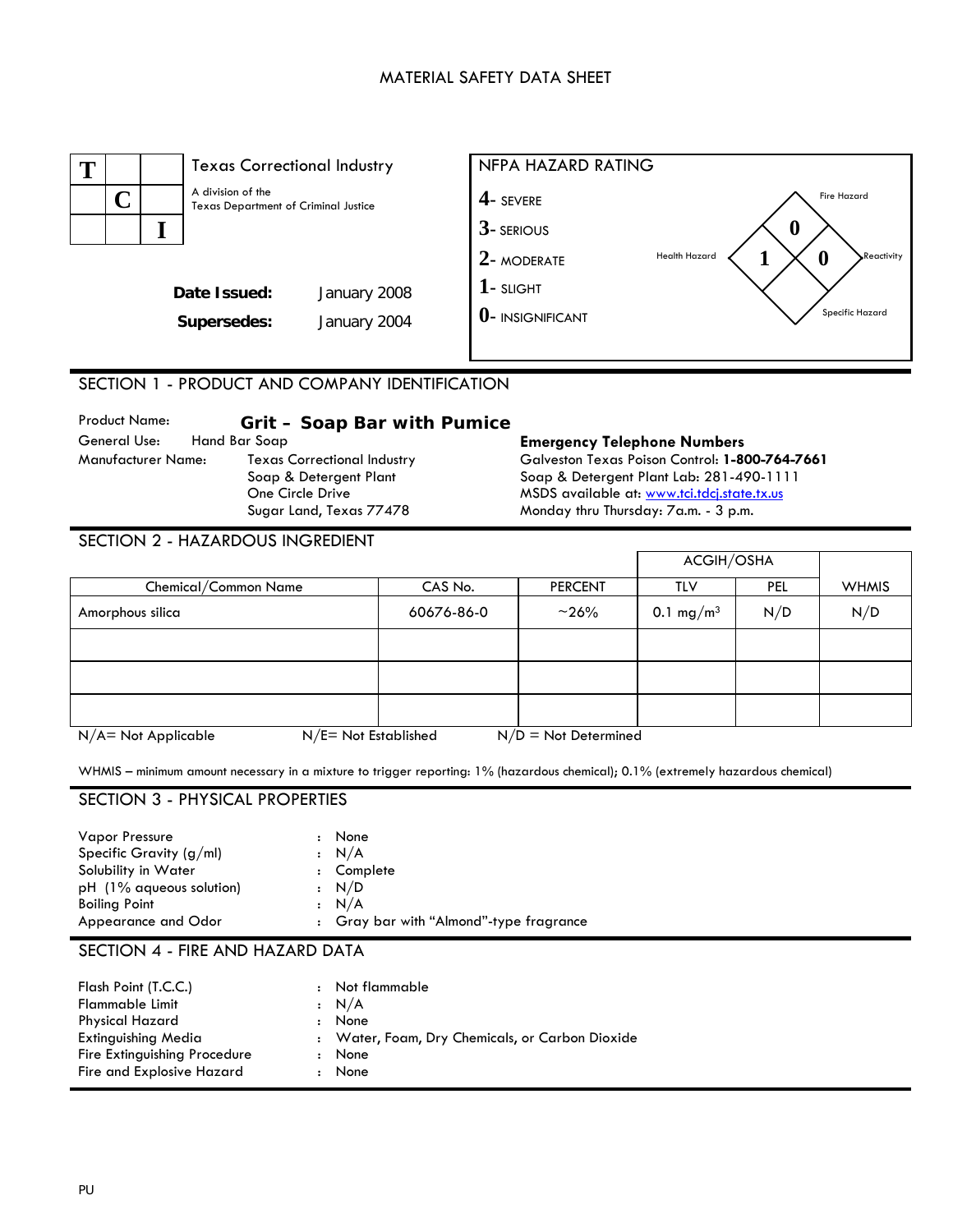# MATERIAL SAFETY DATA SHEET

**Texas Correctional Industry**
A division of the Texas Department of Criminal Justice

**Date Issued:** January 2008
**Supersedes:** January 2004

**NFPA HAZARD RATING**

- 4- SEVERE
- 3- SERIOUS
- 2- MODERATE
- 1- SLIGHT
- 0- INSIGNIFICANT

| Hazard | Rating |
|---|---|
| Health Hazard | 1 |
| Fire Hazard | 0 |
| Reactivity | 0 |
| Specific Hazard | |

## SECTION 1 - PRODUCT AND COMPANY IDENTIFICATION

Product Name: **Grit – Soap Bar with Pumice**
General Use: Hand Bar Soap
Manufacturer Name: Texas Correctional Industry
Soap & Detergent Plant
One Circle Drive
Sugar Land, Texas 77478

**Emergency Telephone Numbers**
Galveston Texas Poison Control: **1-800-764-7661**
Soap & Detergent Plant Lab: 281-490-1111
MSDS available at: www.tci.tdcj.state.tx.us
Monday thru Thursday: 7a.m. - 3 p.m.

## SECTION 2 - HAZARDOUS INGREDIENT

| | | | ACGIH/OSHA | | |
|---|---|---|---|---|---|
| **Chemical/Common Name** | **CAS No.** | **PERCENT** | **TLV** | **PEL** | **WHMIS** |
| Amorphous silica | 60676-86-0 | ~26% | 0.1 mg/m$^3$ | N/D | N/D |
| | | | | | |
| | | | | | |
| | | | | | |

N/A= Not Applicable N/E= Not Established N/D = Not Determined

WHMIS – minimum amount necessary in a mixture to trigger reporting: 1% (hazardous chemical); 0.1% (extremely hazardous chemical)

## SECTION 3 - PHYSICAL PROPERTIES

| | | |
|---|---|---|
| Vapor Pressure | : | None |
| Specific Gravity (g/ml) | : | N/A |
| Solubility in Water | : | Complete |
| pH (1% aqueous solution) | : | N/D |
| Boiling Point | : | N/A |
| Appearance and Odor | : | Gray bar with “Almond”-type fragrance |

## SECTION 4 - FIRE AND HAZARD DATA

| | | |
|---|---|---|
| Flash Point (T.C.C.) | : | Not flammable |
| Flammable Limit | : | N/A |
| Physical Hazard | : | None |
| Extinguishing Media | : | Water, Foam, Dry Chemicals, or Carbon Dioxide |
| Fire Extinguishing Procedure | : | None |
| Fire and Explosive Hazard | : | None |

PU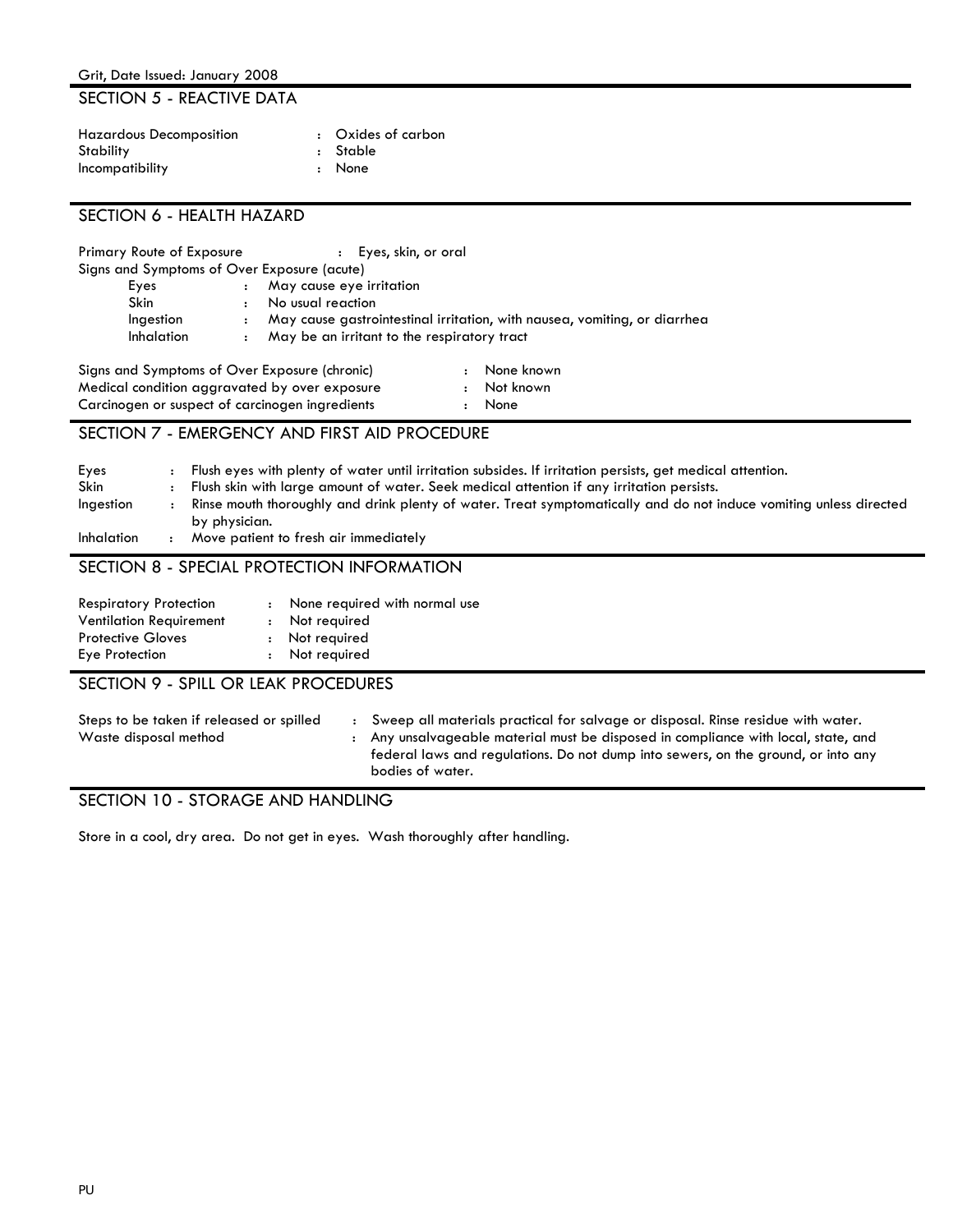## SECTION 5 - REACTIVE DATA

Hazardous Decomposition : Oxides of carbon
Stability : Stable
Incompatibility : None

## SECTION 6 - HEALTH HAZARD

Primary Route of Exposure : Eyes, skin, or oral

Signs and Symptoms of Over Exposure (acute)

- Eyes : May cause eye irritation
- Skin : No usual reaction
- Ingestion : May cause gastrointestinal irritation, with nausea, vomiting, or diarrhea
- Inhalation : May be an irritant to the respiratory tract

Signs and Symptoms of Over Exposure (chronic) : None known
Medical condition aggravated by over exposure : Not known
Carcinogen or suspect of carcinogen ingredients : None

## SECTION 7 - EMERGENCY AND FIRST AID PROCEDURE

Eyes : Flush eyes with plenty of water until irritation subsides. If irritation persists, get medical attention.
Skin : Flush skin with large amount of water. Seek medical attention if any irritation persists.
Ingestion : Rinse mouth thoroughly and drink plenty of water. Treat symptomatically and do not induce vomiting unless directed by physician.
Inhalation : Move patient to fresh air immediately

## SECTION 8 - SPECIAL PROTECTION INFORMATION

Respiratory Protection : None required with normal use
Ventilation Requirement : Not required
Protective Gloves : Not required
Eye Protection : Not required

## SECTION 9 - SPILL OR LEAK PROCEDURES

Steps to be taken if released or spilled : Sweep all materials practical for salvage or disposal. Rinse residue with water.
Waste disposal method : Any unsalvageable material must be disposed in compliance with local, state, and federal laws and regulations. Do not dump into sewers, on the ground, or into any bodies of water.

## SECTION 10 - STORAGE AND HANDLING

Store in a cool, dry area. Do not get in eyes. Wash thoroughly after handling.